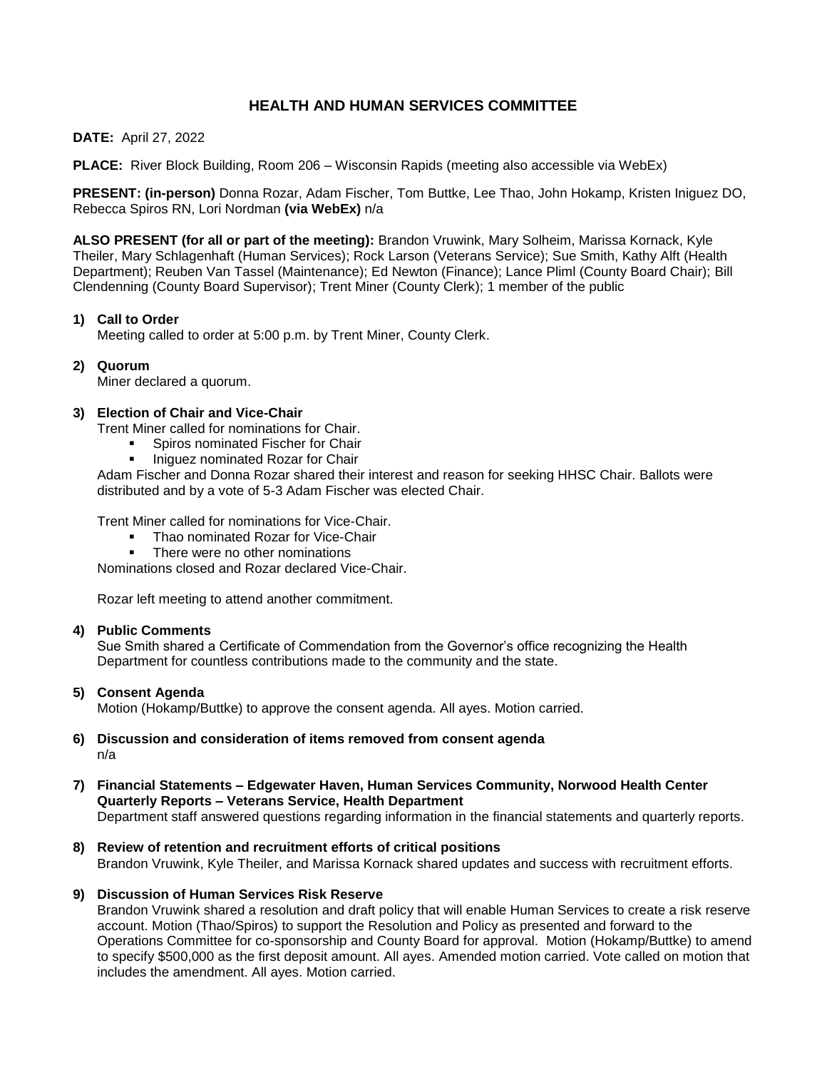# HEALTH AND HUMAN SERVICES COMMITTEE

**DATE:** April 27, 2022

**PLACE:** River Block Building, Room 206 – Wisconsin Rapids (meeting also accessible via WebEx)

**PRESENT: (in-person)** Donna Rozar, Adam Fischer, Tom Buttke, Lee Thao, John Hokamp, Kristen Iniguez DO, Rebecca Spiros RN, Lori Nordman **(via WebEx)** n/a

**ALSO PRESENT (for all or part of the meeting):** Brandon Vruwink, Mary Solheim, Marissa Kornack, Kyle Theiler, Mary Schlagenhaft (Human Services); Rock Larson (Veterans Service); Sue Smith, Kathy Alft (Health Department); Reuben Van Tassel (Maintenance); Ed Newton (Finance); Lance Pliml (County Board Chair); Bill Clendenning (County Board Supervisor); Trent Miner (County Clerk); 1 member of the public

**1) Call to Order**
Meeting called to order at 5:00 p.m. by Trent Miner, County Clerk.

**2) Quorum**
Miner declared a quorum.

**3) Election of Chair and Vice-Chair**
Trent Miner called for nominations for Chair.

- Spiros nominated Fischer for Chair
- Iniguez nominated Rozar for Chair

Adam Fischer and Donna Rozar shared their interest and reason for seeking HHSC Chair. Ballots were distributed and by a vote of 5-3 Adam Fischer was elected Chair.

Trent Miner called for nominations for Vice-Chair.

- Thao nominated Rozar for Vice-Chair
- There were no other nominations

Nominations closed and Rozar declared Vice-Chair.

Rozar left meeting to attend another commitment.

**4) Public Comments**
Sue Smith shared a Certificate of Commendation from the Governor's office recognizing the Health Department for countless contributions made to the community and the state.

**5) Consent Agenda**
Motion (Hokamp/Buttke) to approve the consent agenda. All ayes. Motion carried.

**6) Discussion and consideration of items removed from consent agenda**
n/a

**7) Financial Statements – Edgewater Haven, Human Services Community, Norwood Health Center Quarterly Reports – Veterans Service, Health Department**
Department staff answered questions regarding information in the financial statements and quarterly reports.

**8) Review of retention and recruitment efforts of critical positions**
Brandon Vruwink, Kyle Theiler, and Marissa Kornack shared updates and success with recruitment efforts.

**9) Discussion of Human Services Risk Reserve**
Brandon Vruwink shared a resolution and draft policy that will enable Human Services to create a risk reserve account. Motion (Thao/Spiros) to support the Resolution and Policy as presented and forward to the Operations Committee for co-sponsorship and County Board for approval. Motion (Hokamp/Buttke) to amend to specify $500,000 as the first deposit amount. All ayes. Amended motion carried. Vote called on motion that includes the amendment. All ayes. Motion carried.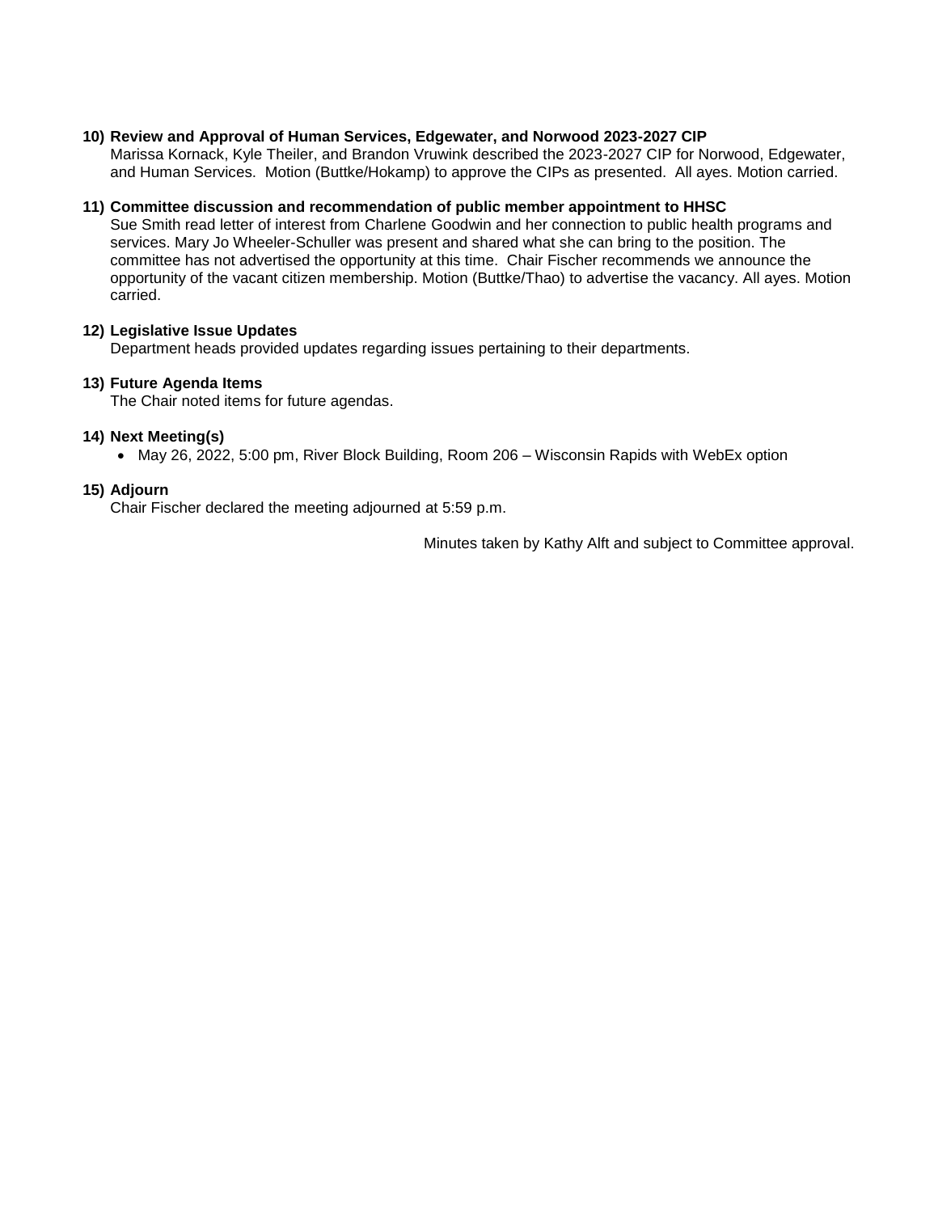**10) Review and Approval of Human Services, Edgewater, and Norwood 2023-2027 CIP**

Marissa Kornack, Kyle Theiler, and Brandon Vruwink described the 2023-2027 CIP for Norwood, Edgewater, and Human Services. Motion (Buttke/Hokamp) to approve the CIPs as presented. All ayes. Motion carried.

**11) Committee discussion and recommendation of public member appointment to HHSC**

Sue Smith read letter of interest from Charlene Goodwin and her connection to public health programs and services. Mary Jo Wheeler-Schuller was present and shared what she can bring to the position. The committee has not advertised the opportunity at this time. Chair Fischer recommends we announce the opportunity of the vacant citizen membership. Motion (Buttke/Thao) to advertise the vacancy. All ayes. Motion carried.

**12) Legislative Issue Updates**

Department heads provided updates regarding issues pertaining to their departments.

**13) Future Agenda Items**

The Chair noted items for future agendas.

**14) Next Meeting(s)**

- May 26, 2022, 5:00 pm, River Block Building, Room 206 – Wisconsin Rapids with WebEx option

**15) Adjourn**

Chair Fischer declared the meeting adjourned at 5:59 p.m.

Minutes taken by Kathy Alft and subject to Committee approval.